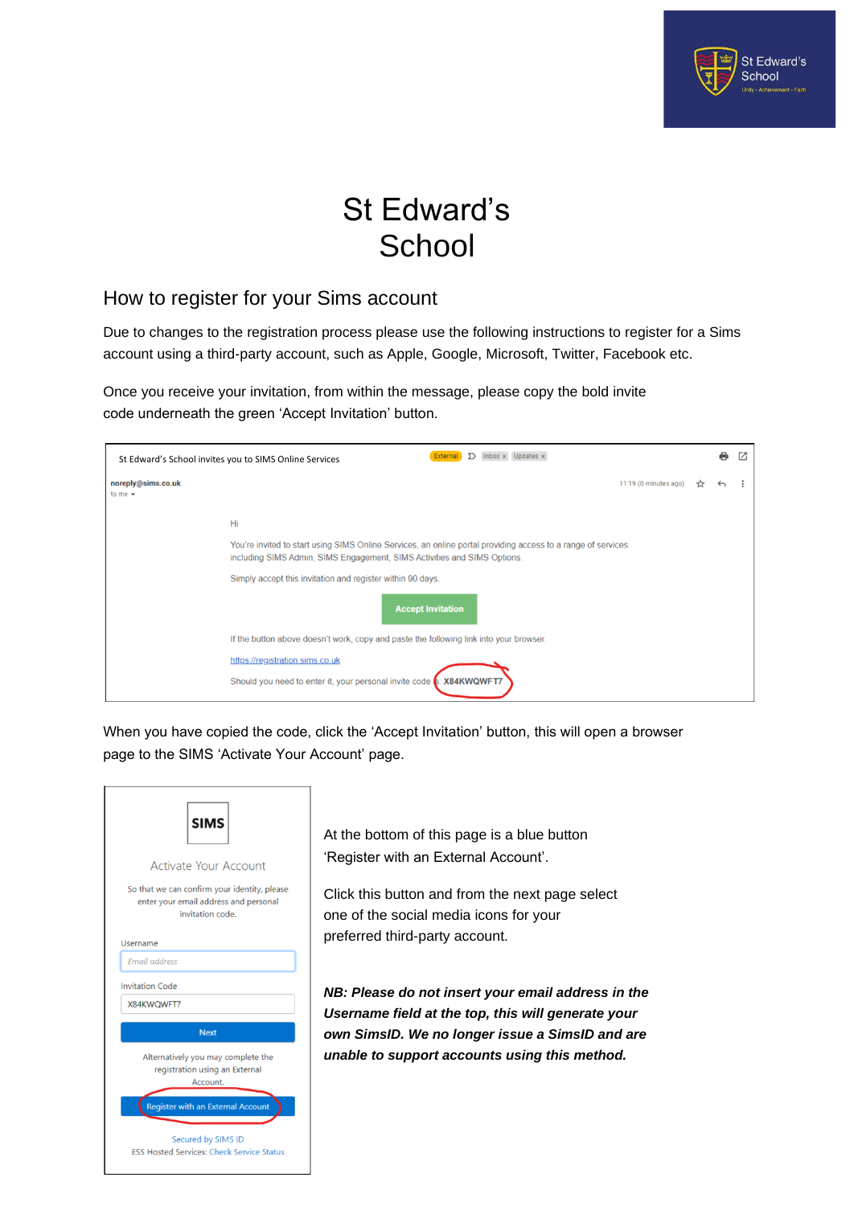# St Edward's School

## How to register for your Sims account

Due to changes to the registration process please use the following instructions to register for a Sims account using a third-party account, such as Apple, Google, Microsoft, Twitter, Facebook etc.

Once you receive your invitation, from within the message, please copy the bold invite code underneath the green 'Accept Invitation' button.

St Edward's School invites you to SIMS Online Services

noreply@sims.co.uk
to me

Hi

You're invited to start using SIMS Online Services, an online portal providing access to a range of services including SIMS Admin, SIMS Engagement, SIMS Activities and SIMS Options.

Simply accept this invitation and register within 90 days.

Accept Invitation

If the button above doesn't work, copy and paste the following link into your browser.

https://registration.sims.co.uk

Should you need to enter it, your personal invite code is: **X84KWQWFT7**

When you have copied the code, click the 'Accept Invitation' button, this will open a browser page to the SIMS 'Activate Your Account' page.

SIMS

Activate Your Account

So that we can confirm your identity, please enter your email address and personal invitation code.

Username: Email address

Invitation Code: X84KWQWFT7

Next

Alternatively you may complete the registration using an External Account.

Register with an External Account

Secured by SIMS ID
ESS Hosted Services: Check Service Status

At the bottom of this page is a blue button 'Register with an External Account'.

Click this button and from the next page select one of the social media icons for your preferred third-party account.

***NB: Please do not insert your email address in the Username field at the top, this will generate your own SimsID. We no longer issue a SimsID and are unable to support accounts using this method.***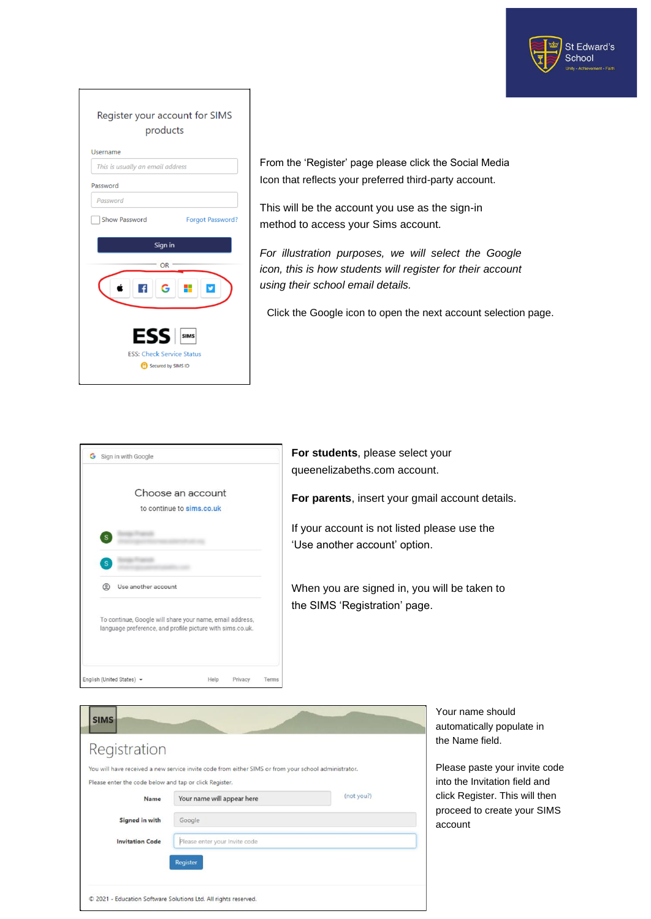Register your account for SIMS products

Username

This is usually an email address

Password

Password

Show Password    Forgot Password?

Sign in

OR

ESS | SIMS

ESS: Check Service Status

Secured by SIMS ID

From the 'Register' page please click the Social Media Icon that reflects your preferred third-party account.

This will be the account you use as the sign-in method to access your Sims account.

*For illustration purposes, we will select the Google icon, this is how students will register for their account using their school email details.*

Click the Google icon to open the next account selection page.

Sign in with Google

Choose an account

to continue to sims.co.uk

Use another account

To continue, Google will share your name, email address, language preference, and profile picture with sims.co.uk.

English (United States)    Help    Privacy    Terms

**For students**, please select your queenelizabeths.com account.

**For parents**, insert your gmail account details.

If your account is not listed please use the 'Use another account' option.

When you are signed in, you will be taken to the SIMS 'Registration' page.

SIMS

Registration

You will have received a new service invite code from either SIMS or from your school administrator.

Please enter the code below and tap or click Register.

Name: Your name will appear here (not you?)

Signed in with: Google

Invitation Code: Please enter your Invite code

Register

© 2021 - Education Software Solutions Ltd. All rights reserved.

Your name should automatically populate in the Name field.

Please paste your invite code into the Invitation field and click Register. This will then proceed to create your SIMS account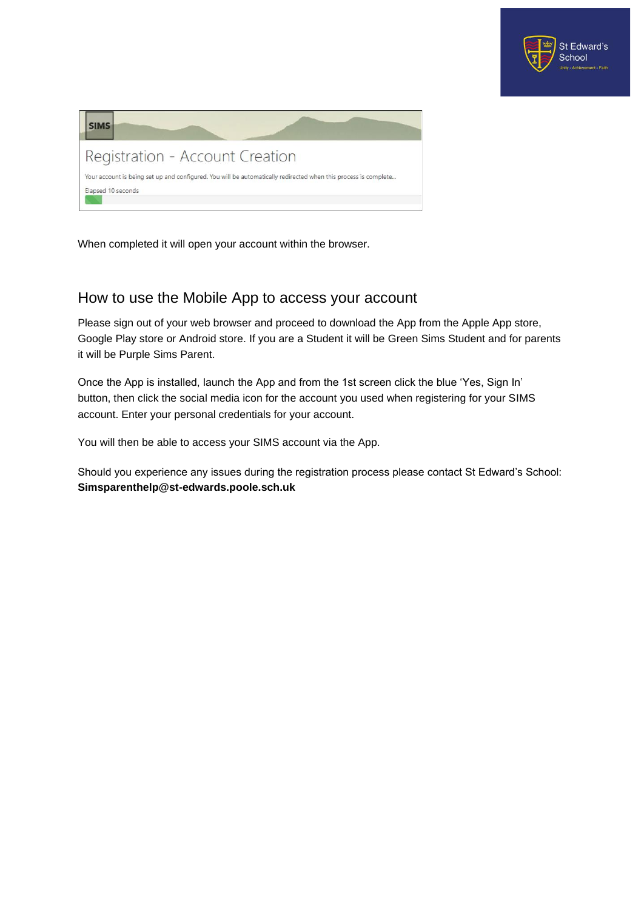When completed it will open your account within the browser.

## How to use the Mobile App to access your account

Please sign out of your web browser and proceed to download the App from the Apple App store, Google Play store or Android store. If you are a Student it will be Green Sims Student and for parents it will be Purple Sims Parent.

Once the App is installed, launch the App and from the 1st screen click the blue 'Yes, Sign In' button, then click the social media icon for the account you used when registering for your SIMS account. Enter your personal credentials for your account.

You will then be able to access your SIMS account via the App.

Should you experience any issues during the registration process please contact St Edward's School: **Simsparenthelp@st-edwards.poole.sch.uk**